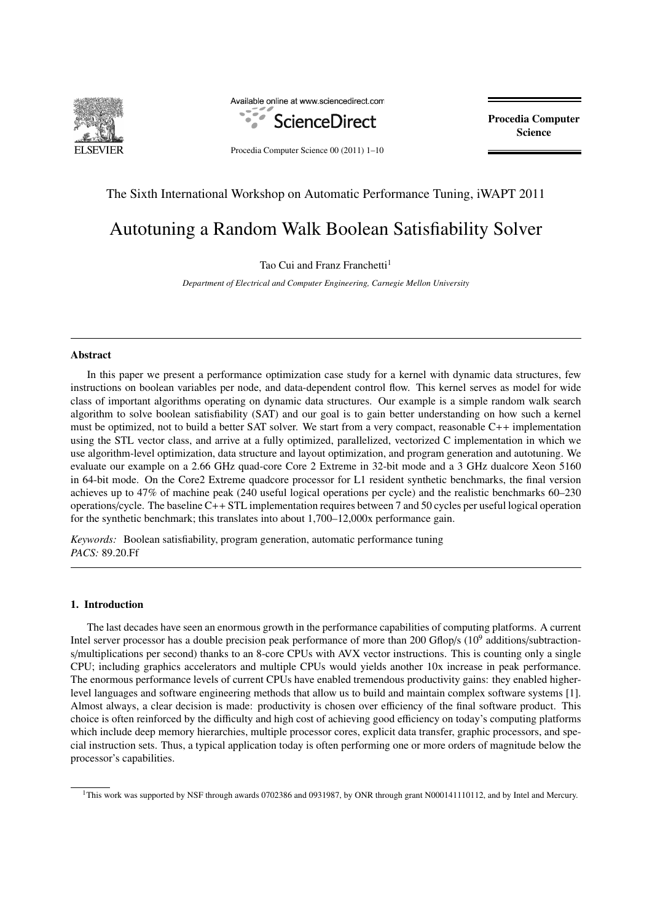The Sixth International Workshop on Automatic Performance Tuning, iWAPT 2011

# Autotuning a Random Walk Boolean Satisfiability Solver

Tao Cui and Franz Franchetti[1]

*Department of Electrical and Computer Engineering, Carnegie Mellon University*

---

## Abstract

In this paper we present a performance optimization case study for a kernel with dynamic data structures, few instructions on boolean variables per node, and data-dependent control flow. This kernel serves as model for wide class of important algorithms operating on dynamic data structures. Our example is a simple random walk search algorithm to solve boolean satisfiability (SAT) and our goal is to gain better understanding on how such a kernel must be optimized, not to build a better SAT solver. We start from a very compact, reasonable C++ implementation using the STL vector class, and arrive at a fully optimized, parallelized, vectorized C implementation in which we use algorithm-level optimization, data structure and layout optimization, and program generation and autotuning. We evaluate our example on a 2.66 GHz quad-core Core 2 Extreme in 32-bit mode and a 3 GHz dualcore Xeon 5160 in 64-bit mode. On the Core2 Extreme quadcore processor for L1 resident synthetic benchmarks, the final version achieves up to 47% of machine peak (240 useful logical operations per cycle) and the realistic benchmarks 60–230 operations/cycle. The baseline C++ STL implementation requires between 7 and 50 cycles per useful logical operation for the synthetic benchmark; this translates into about 1,700–12,000x performance gain.

*Keywords:* Boolean satisfiability, program generation, automatic performance tuning
*PACS:* 89.20.Ff

---

## 1. Introduction

The last decades have seen an enormous growth in the performance capabilities of computing platforms. A current Intel server processor has a double precision peak performance of more than 200 Gflop/s ($10^9$ additions/subtractions/multiplications per second) thanks to an 8-core CPUs with AVX vector instructions. This is counting only a single CPU; including graphics accelerators and multiple CPUs would yields another 10x increase in peak performance. The enormous performance levels of current CPUs have enabled tremendous productivity gains: they enabled higher-level languages and software engineering methods that allow us to build and maintain complex software systems [1]. Almost always, a clear decision is made: productivity is chosen over efficiency of the final software product. This choice is often reinforced by the difficulty and high cost of achieving good efficiency on today's computing platforms which include deep memory hierarchies, multiple processor cores, explicit data transfer, graphic processors, and special instruction sets. Thus, a typical application today is often performing one or more orders of magnitude below the processor's capabilities.

---

[1] This work was supported by NSF through awards 0702386 and 0931987, by ONR through grant N000141110112, and by Intel and Mercury.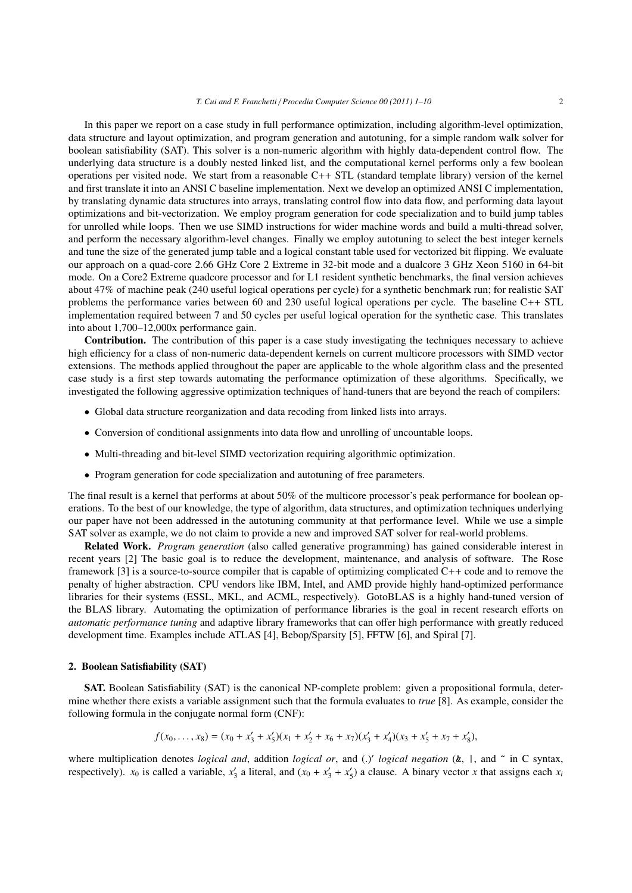In this paper we report on a case study in full performance optimization, including algorithm-level optimization, data structure and layout optimization, and program generation and autotuning, for a simple random walk solver for boolean satisfiability (SAT). This solver is a non-numeric algorithm with highly data-dependent control flow. The underlying data structure is a doubly nested linked list, and the computational kernel performs only a few boolean operations per visited node. We start from a reasonable C++ STL (standard template library) version of the kernel and first translate it into an ANSI C baseline implementation. Next we develop an optimized ANSI C implementation, by translating dynamic data structures into arrays, translating control flow into data flow, and performing data layout optimizations and bit-vectorization. We employ program generation for code specialization and to build jump tables for unrolled while loops. Then we use SIMD instructions for wider machine words and build a multi-thread solver, and perform the necessary algorithm-level changes. Finally we employ autotuning to select the best integer kernels and tune the size of the generated jump table and a logical constant table used for vectorized bit flipping. We evaluate our approach on a quad-core 2.66 GHz Core 2 Extreme in 32-bit mode and a dualcore 3 GHz Xeon 5160 in 64-bit mode. On a Core2 Extreme quadcore processor and for L1 resident synthetic benchmarks, the final version achieves about 47% of machine peak (240 useful logical operations per cycle) for a synthetic benchmark run; for realistic SAT problems the performance varies between 60 and 230 useful logical operations per cycle. The baseline C++ STL implementation required between 7 and 50 cycles per useful logical operation for the synthetic case. This translates into about 1,700–12,000x performance gain.

**Contribution.** The contribution of this paper is a case study investigating the techniques necessary to achieve high efficiency for a class of non-numeric data-dependent kernels on current multicore processors with SIMD vector extensions. The methods applied throughout the paper are applicable to the whole algorithm class and the presented case study is a first step towards automating the performance optimization of these algorithms. Specifically, we investigated the following aggressive optimization techniques of hand-tuners that are beyond the reach of compilers:

- Global data structure reorganization and data recoding from linked lists into arrays.
- Conversion of conditional assignments into data flow and unrolling of uncountable loops.
- Multi-threading and bit-level SIMD vectorization requiring algorithmic optimization.
- Program generation for code specialization and autotuning of free parameters.

The final result is a kernel that performs at about 50% of the multicore processor's peak performance for boolean operations. To the best of our knowledge, the type of algorithm, data structures, and optimization techniques underlying our paper have not been addressed in the autotuning community at that performance level. While we use a simple SAT solver as example, we do not claim to provide a new and improved SAT solver for real-world problems.

**Related Work.** *Program generation* (also called generative programming) has gained considerable interest in recent years [2] The basic goal is to reduce the development, maintenance, and analysis of software. The Rose framework [3] is a source-to-source compiler that is capable of optimizing complicated C++ code and to remove the penalty of higher abstraction. CPU vendors like IBM, Intel, and AMD provide highly hand-optimized performance libraries for their systems (ESSL, MKL, and ACML, respectively). GotoBLAS is a highly hand-tuned version of the BLAS library. Automating the optimization of performance libraries is the goal in recent research efforts on *automatic performance tuning* and adaptive library frameworks that can offer high performance with greatly reduced development time. Examples include ATLAS [4], Bebop/Sparsity [5], FFTW [6], and Spiral [7].

## 2. Boolean Satisfiability (SAT)

**SAT.** Boolean Satisfiability (SAT) is the canonical NP-complete problem: given a propositional formula, determine whether there exists a variable assignment such that the formula evaluates to *true* [8]. As example, consider the following formula in the conjugate normal form (CNF):

$$f(x_0, \ldots, x_8) = (x_0 + x_3' + x_5')(x_1 + x_2' + x_6 + x_7)(x_3' + x_4')(x_3 + x_5' + x_7 + x_8'),$$

where multiplication denotes *logical and*, addition *logical or*, and $(.)'$ *logical negation* (`&`, `|`, and `~` in C syntax, respectively). $x_0$ is called a variable, $x_3'$ a literal, and $(x_0 + x_3' + x_5')$ a clause. A binary vector $x$ that assigns each $x_i$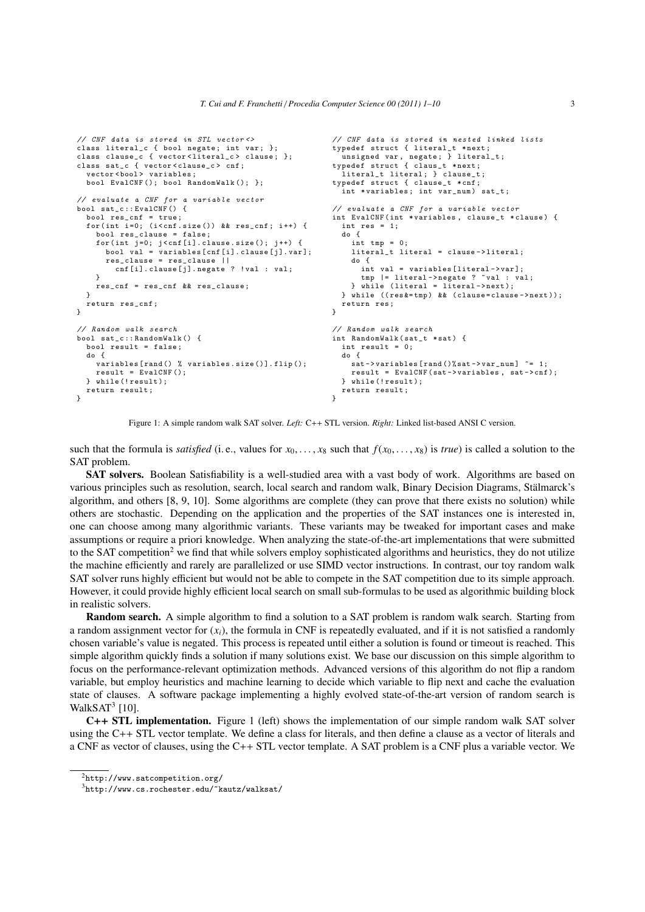```cpp
// CNF data is stored in STL vector<>
class literal_c { bool negate; int var; };
class clause_c { vector<literal_c> clause; };
class sat_c { vector<clause_c> cnf;
  vector<bool> variables;
  bool EvalCNF(); bool RandomWalk(); };

// evaluate a CNF for a variable vector
bool sat_c::EvalCNF() {
  bool res_cnf = true;
  for(int i=0; (i<cnf.size()) && res_cnf; i++) {
    bool res_clause = false;
    for(int j=0; j<cnf[i].clause.size(); j++) {
      bool val = variables[cnf[i].clause[j].var];
      res_clause = res_clause ||
        cnf[i].clause[j].negate ? !val : val;
    }
    res_cnf = res_cnf && res_clause;
  }
  return res_cnf;
}

// Random walk search
bool sat_c::RandomWalk() {
  bool result = false;
  do {
    variables[rand() % variables.size()].flip();
    result = EvalCNF();
  } while(!result);
  return result;
}
```

```c
// CNF data is stored in nested linked lists
typedef struct { literal_t *next;
  unsigned var, negate; } literal_t;
typedef struct { claus_t *next;
  literal_t literal; } clause_t;
typedef struct { clause_t *cnf;
  int *variables; int var_num) sat_t;

// evaluate a CNF for a variable vector
int EvalCNF(int *variables, clause_t *clause) {
  int res = 1;
  do {
    int tmp = 0;
    literal_t literal = clause->literal;
    do {
      int val = variables[literal->var];
      tmp |= literal->negate ? ~val : val;
    } while (literal = literal->next);
  } while ((res&=tmp) && (clause=clause->next));
  return res;
}

// Random walk search
int RandomWalk(sat_t *sat) {
  int result = 0;
  do {
    sat->variables[rand()%sat->var_num] ^= 1;
    result = EvalCNF(sat->variables, sat->cnf);
  } while(!result);
  return result;
}
```

Figure 1: A simple random walk SAT solver. *Left:* C++ STL version. *Right:* Linked list-based ANSI C version.

such that the formula is *satisfied* (i. e., values for $x_0, \ldots, x_8$ such that $f(x_0, \ldots, x_8)$ is *true*) is called a solution to the SAT problem.

**SAT solvers.** Boolean Satisfiability is a well-studied area with a vast body of work. Algorithms are based on various principles such as resolution, search, local search and random walk, Binary Decision Diagrams, Stälmarck's algorithm, and others [8, 9, 10]. Some algorithms are complete (they can prove that there exists no solution) while others are stochastic. Depending on the application and the properties of the SAT instances one is interested in, one can choose among many algorithmic variants. These variants may be tweaked for important cases and make assumptions or require a priori knowledge. When analyzing the state-of-the-art implementations that were submitted to the SAT competition[2] we find that while solvers employ sophisticated algorithms and heuristics, they do not utilize the machine efficiently and rarely are parallelized or use SIMD vector instructions. In contrast, our toy random walk SAT solver runs highly efficient but would not be able to compete in the SAT competition due to its simple approach. However, it could provide highly efficient local search on small sub-formulas to be used as algorithmic building block in realistic solvers.

**Random search.** A simple algorithm to find a solution to a SAT problem is random walk search. Starting from a random assignment vector for $(x_i)$, the formula in CNF is repeatedly evaluated, and if it is not satisfied a randomly chosen variable's value is negated. This process is repeated until either a solution is found or timeout is reached. This simple algorithm quickly finds a solution if many solutions exist. We base our discussion on this simple algorithm to focus on the performance-relevant optimization methods. Advanced versions of this algorithm do not flip a random variable, but employ heuristics and machine learning to decide which variable to flip next and cache the evaluation state of clauses. A software package implementing a highly evolved state-of-the-art version of random search is WalkSAT[3] [10].

**C++ STL implementation.** Figure 1 (left) shows the implementation of our simple random walk SAT solver using the C++ STL vector template. We define a class for literals, and then define a clause as a vector of literals and a CNF as vector of clauses, using the C++ STL vector template. A SAT problem is a CNF plus a variable vector. We

[2] http://www.satcompetition.org/

[3] http://www.cs.rochester.edu/~kautz/walksat/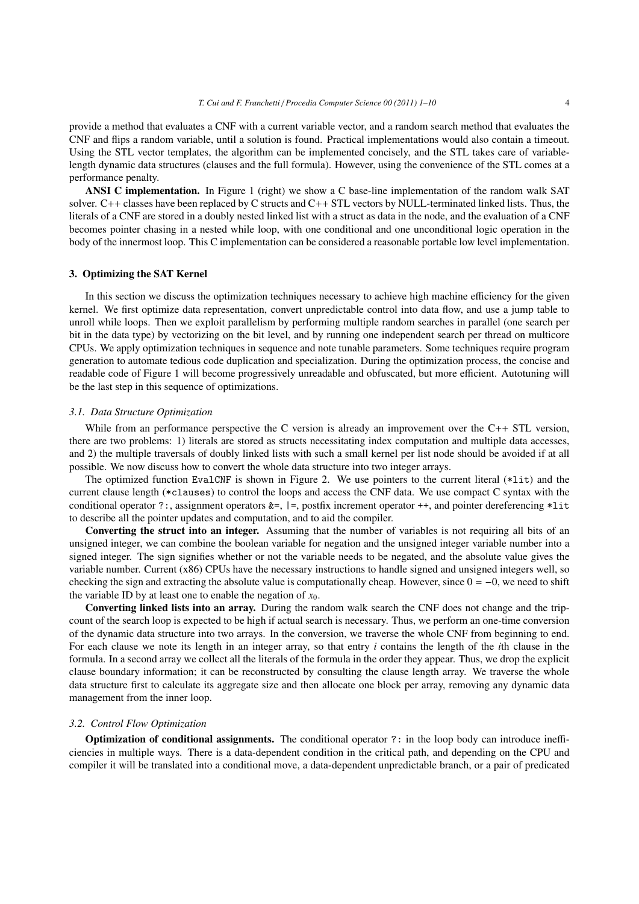provide a method that evaluates a CNF with a current variable vector, and a random search method that evaluates the CNF and flips a random variable, until a solution is found. Practical implementations would also contain a timeout. Using the STL vector templates, the algorithm can be implemented concisely, and the STL takes care of variable-length dynamic data structures (clauses and the full formula). However, using the convenience of the STL comes at a performance penalty.

**ANSI C implementation.** In Figure 1 (right) we show a C base-line implementation of the random walk SAT solver. C++ classes have been replaced by C structs and C++ STL vectors by NULL-terminated linked lists. Thus, the literals of a CNF are stored in a doubly nested linked list with a struct as data in the node, and the evaluation of a CNF becomes pointer chasing in a nested while loop, with one conditional and one unconditional logic operation in the body of the innermost loop. This C implementation can be considered a reasonable portable low level implementation.

## 3. Optimizing the SAT Kernel

In this section we discuss the optimization techniques necessary to achieve high machine efficiency for the given kernel. We first optimize data representation, convert unpredictable control into data flow, and use a jump table to unroll while loops. Then we exploit parallelism by performing multiple random searches in parallel (one search per bit in the data type) by vectorizing on the bit level, and by running one independent search per thread on multicore CPUs. We apply optimization techniques in sequence and note tunable parameters. Some techniques require program generation to automate tedious code duplication and specialization. During the optimization process, the concise and readable code of Figure 1 will become progressively unreadable and obfuscated, but more efficient. Autotuning will be the last step in this sequence of optimizations.

### *3.1. Data Structure Optimization*

While from an performance perspective the C version is already an improvement over the C++ STL version, there are two problems: 1) literals are stored as structs necessitating index computation and multiple data accesses, and 2) the multiple traversals of doubly linked lists with such a small kernel per list node should be avoided if at all possible. We now discuss how to convert the whole data structure into two integer arrays.

The optimized function `EvalCNF` is shown in Figure 2. We use pointers to the current literal (`*lit`) and the current clause length (`*clauses`) to control the loops and access the CNF data. We use compact C syntax with the conditional operator `?:`, assignment operators `&=`, `|=`, postfix increment operator `++`, and pointer dereferencing `*lit` to describe all the pointer updates and computation, and to aid the compiler.

**Converting the struct into an integer.** Assuming that the number of variables is not requiring all bits of an unsigned integer, we can combine the boolean variable for negation and the unsigned integer variable number into a signed integer. The sign signifies whether or not the variable needs to be negated, and the absolute value gives the variable number. Current (x86) CPUs have the necessary instructions to handle signed and unsigned integers well, so checking the sign and extracting the absolute value is computationally cheap. However, since $0 = -0$, we need to shift the variable ID by at least one to enable the negation of $x_0$.

**Converting linked lists into an array.** During the random walk search the CNF does not change and the trip-count of the search loop is expected to be high if actual search is necessary. Thus, we perform an one-time conversion of the dynamic data structure into two arrays. In the conversion, we traverse the whole CNF from beginning to end. For each clause we note its length in an integer array, so that entry $i$ contains the length of the $i$th clause in the formula. In a second array we collect all the literals of the formula in the order they appear. Thus, we drop the explicit clause boundary information; it can be reconstructed by consulting the clause length array. We traverse the whole data structure first to calculate its aggregate size and then allocate one block per array, removing any dynamic data management from the inner loop.

### *3.2. Control Flow Optimization*

**Optimization of conditional assignments.** The conditional operator `?:` in the loop body can introduce inefficiencies in multiple ways. There is a data-dependent condition in the critical path, and depending on the CPU and compiler it will be translated into a conditional move, a data-dependent unpredictable branch, or a pair of predicated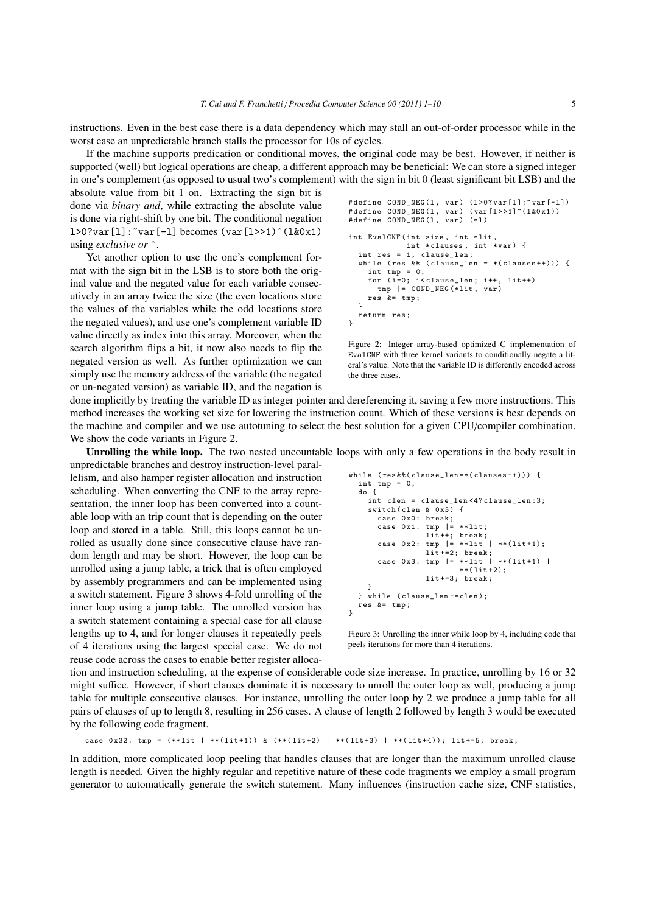instructions. Even in the best case there is a data dependency which may stall an out-of-order processor while in the worst case an unpredictable branch stalls the processor for 10s of cycles.

If the machine supports predication or conditional moves, the original code may be best. However, if neither is supported (well) but logical operations are cheap, a different approach may be beneficial: We can store a signed integer in one's complement (as opposed to usual two's complement) with the sign in bit 0 (least significant bit LSB) and the absolute value from bit 1 on. Extracting the sign bit is done via *binary and*, while extracting the absolute value is done via right-shift by one bit. The conditional negation `l>0?var[l]:~var[-l]` becomes `(var[l>>1]^(l&0x1)` using *exclusive or* `^`.

Yet another option to use the one's complement format with the sign bit in the LSB is to store both the original value and the negated value for each variable consecutively in an array twice the size (the even locations store the values of the variables while the odd locations store the negated values), and use one's complement variable ID value directly as index into this array. Moreover, when the search algorithm flips a bit, it now also needs to flip the negated version as well. As further optimization we can simply use the memory address of the variable (the negated or un-negated version) as variable ID, and the negation is done implicitly by treating the variable ID as integer pointer and dereferencing it, saving a few more instructions. This method increases the working set size for lowering the instruction count. Which of these versions is best depends on the machine and compiler and we use autotuning to select the best solution for a given CPU/compiler combination. We show the code variants in Figure 2.

```
#define COND_NEG(l, var) (l>0?var[l]:~var[-l])
#define COND_NEG(l, var) (var[l>>1]^(l&0x1))
#define COND_NEG(l, var) (*l)

int EvalCNF(int size, int *lit,
            int *clauses, int *var) {
  int res = 1, clause_len;
  while (res && (clause_len = *(clauses++))) {
    int tmp = 0;
    for (i=0; i<clause_len; i++, lit++)
      tmp |= COND_NEG(*lit, var)
    res &= tmp;
  }
  return res;
}
```

Figure 2: Integer array-based optimized C implementation of EvalCNF with three kernel variants to conditionally negate a literal's value. Note that the variable ID is differently encoded across the three cases.

**Unrolling the while loop.** The two nested uncountable loops with only a few operations in the body result in unpredictable branches and destroy instruction-level parallelism, and also hamper register allocation and instruction scheduling. When converting the CNF to the array representation, the inner loop has been converted into a countable loop with an trip count that is depending on the outer loop and stored in a table. Still, this loops cannot be unrolled as usually done since consecutive clause have random length and may be short. However, the loop can be unrolled using a jump table, a trick that is often employed by assembly programmers and can be implemented using a switch statement. Figure 3 shows 4-fold unrolling of the inner loop using a jump table. The unrolled version has a switch statement containing a special case for all clause lengths up to 4, and for longer clauses it repeatedly peels of 4 iterations using the largest special case. We do not reuse code across the cases to enable better register allocation and instruction scheduling, at the expense of considerable code size increase. In practice, unrolling by 16 or 32 might suffice. However, if short clauses dominate it is necessary to unroll the outer loop as well, producing a jump table for multiple consecutive clauses. For instance, unrolling the outer loop by 2 we produce a jump table for all pairs of clauses of up to length 8, resulting in 256 cases. A clause of length 2 followed by length 3 would be executed by the following code fragment.

```
while (res&&(clause_len=*(clauses++))) {
  int tmp = 0;
  do {
    int clen = clause_len<4?clause_len:3;
    switch(clen & 0x3) {
      case 0x0: break;
      case 0x1: tmp |= **lit;
                lit++; break;
      case 0x2: tmp |= **lit | **(lit+1);
                lit+=2; break;
      case 0x3: tmp |= **lit | **(lit+1) |
                       **(lit+2);
                lit+=3; break;
    }
  } while (clause_len-=clen);
  res &= tmp;
}
```

Figure 3: Unrolling the inner while loop by 4, including code that peels iterations for more than 4 iterations.

```
case 0x32: tmp = (**lit | **(lit+1)) & (**(lit+2) | **(lit+3) | **(lit+4)); lit+=5; break;
```

In addition, more complicated loop peeling that handles clauses that are longer than the maximum unrolled clause length is needed. Given the highly regular and repetitive nature of these code fragments we employ a small program generator to automatically generate the switch statement. Many influences (instruction cache size, CNF statistics,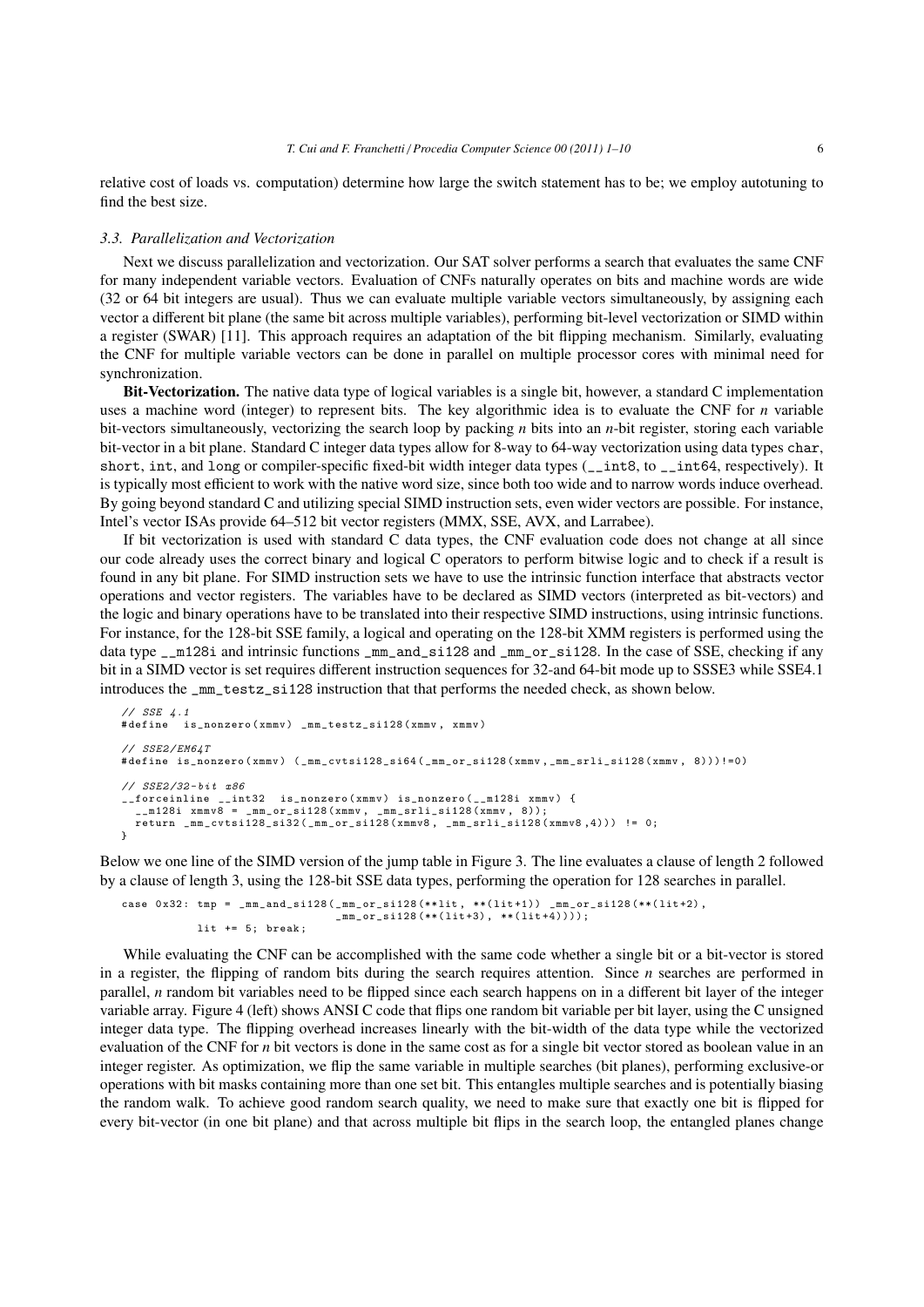relative cost of loads vs. computation) determine how large the switch statement has to be; we employ autotuning to find the best size.

### *3.3. Parallelization and Vectorization*

Next we discuss parallelization and vectorization. Our SAT solver performs a search that evaluates the same CNF for many independent variable vectors. Evaluation of CNFs naturally operates on bits and machine words are wide (32 or 64 bit integers are usual). Thus we can evaluate multiple variable vectors simultaneously, by assigning each vector a different bit plane (the same bit across multiple variables), performing bit-level vectorization or SIMD within a register (SWAR) [11]. This approach requires an adaptation of the bit flipping mechanism. Similarly, evaluating the CNF for multiple variable vectors can be done in parallel on multiple processor cores with minimal need for synchronization.

**Bit-Vectorization.** The native data type of logical variables is a single bit, however, a standard C implementation uses a machine word (integer) to represent bits. The key algorithmic idea is to evaluate the CNF for $n$ variable bit-vectors simultaneously, vectorizing the search loop by packing $n$ bits into an $n$-bit register, storing each variable bit-vector in a bit plane. Standard C integer data types allow for 8-way to 64-way vectorization using data types `char`, `short`, `int`, and `long` or compiler-specific fixed-bit width integer data types (`__int8`, to `__int64`, respectively). It is typically most efficient to work with the native word size, since both too wide and to narrow words induce overhead. By going beyond standard C and utilizing special SIMD instruction sets, even wider vectors are possible. For instance, Intel's vector ISAs provide 64–512 bit vector registers (MMX, SSE, AVX, and Larrabee).

If bit vectorization is used with standard C data types, the CNF evaluation code does not change at all since our code already uses the correct binary and logical C operators to perform bitwise logic and to check if a result is found in any bit plane. For SIMD instruction sets we have to use the intrinsic function interface that abstracts vector operations and vector registers. The variables have to be declared as SIMD vectors (interpreted as bit-vectors) and the logic and binary operations have to be translated into their respective SIMD instructions, using intrinsic functions. For instance, for the 128-bit SSE family, a logical and operating on the 128-bit XMM registers is performed using the data type `__m128i` and intrinsic functions `_mm_and_si128` and `_mm_or_si128`. In the case of SSE, checking if any bit in a SIMD vector is set requires different instruction sequences for 32-and 64-bit mode up to SSSE3 while SSE4.1 introduces the `_mm_testz_si128` instruction that that performs the needed check, as shown below.

```
// SSE 4.1
#define  is_nonzero(xmmv) _mm_testz_si128(xmmv, xmmv)

// SSE2/EM64T
#define is_nonzero(xmmv) (_mm_cvtsi128_si64(_mm_or_si128(xmmv,_mm_srli_si128(xmmv, 8)))!=0)

// SSE2/32-bit x86
__forceinline __int32  is_nonzero(xmmv) is_nonzero(__m128i xmmv) {
  __m128i xmmv8 = _mm_or_si128(xmmv, _mm_srli_si128(xmmv, 8));
  return _mm_cvtsi128_si32(_mm_or_si128(xmmv8, _mm_srli_si128(xmmv8,4))) != 0;
}
```

Below we one line of the SIMD version of the jump table in Figure 3. The line evaluates a clause of length 2 followed by a clause of length 3, using the 128-bit SSE data types, performing the operation for 128 searches in parallel.

```
case 0x32: tmp = _mm_and_si128(_mm_or_si128(**lit, **(lit+1)) _mm_or_si128(**(lit+2),
                               _mm_or_si128(**(lit+3), **(lit+4))));
           lit += 5; break;
```

While evaluating the CNF can be accomplished with the same code whether a single bit or a bit-vector is stored in a register, the flipping of random bits during the search requires attention. Since $n$ searches are performed in parallel, $n$ random bit variables need to be flipped since each search happens on in a different bit layer of the integer variable array. Figure 4 (left) shows ANSI C code that flips one random bit variable per bit layer, using the C unsigned integer data type. The flipping overhead increases linearly with the bit-width of the data type while the vectorized evaluation of the CNF for $n$ bit vectors is done in the same cost as for a single bit vector stored as boolean value in an integer register. As optimization, we flip the same variable in multiple searches (bit planes), performing exclusive-or operations with bit masks containing more than one set bit. This entangles multiple searches and is potentially biasing the random walk. To achieve good random search quality, we need to make sure that exactly one bit is flipped for every bit-vector (in one bit plane) and that across multiple bit flips in the search loop, the entangled planes change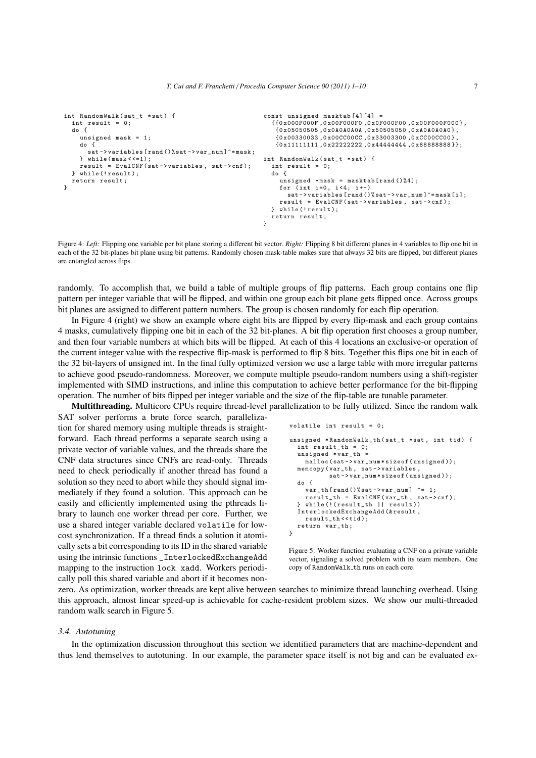```c
int RandomWalk(sat_t *sat) {
  int result = 0;
  do {
    unsigned mask = 1;
    do {
      sat->variables[rand()%sat->var_num]^=mask;
    } while(mask<<=1);
    result = EvalCNF(sat->variables, sat->cnf);
  } while(!result);
  return result;
}
```

```c
const unsigned masktab[4][4] =
  {{0x000F000F,0x00F000F0,0x0F000F00,0x00F000F000},
   {0x05050505,0x0A0A0A0A,0x50505050,0xA0A0A0A0},
   {0x00330033,0x00CC00CC,0x33003300,0xCC00CC00},
   {0x11111111,0x22222222,0x44444444,0x88888888}};

int RandomWalk(sat_t *sat) {
  int result = 0;
  do {
    unsigned *mask = masktab[rand()%4];
    for (int i=0, i<4; i++)
      sat->variables[rand()%sat->var_num]^=mask[i];
    result = EvalCNF(sat->variables, sat->cnf);
  } while(!result);
  return result;
}
```

Figure 4: *Left:* Flipping one variable per bit plane storing a different bit vector. *Right:* Flipping 8 bit different planes in 4 variables to flip one bit in each of the 32 bit-planes bit plane using bit patterns. Randomly chosen mask-table makes sure that always 32 bits are flipped, but different planes are entangled across flips.

randomly. To accomplish that, we build a table of multiple groups of flip patterns. Each group contains one flip pattern per integer variable that will be flipped, and within one group each bit plane gets flipped once. Across groups bit planes are assigned to different pattern numbers. The group is chosen randomly for each flip operation.

In Figure 4 (right) we show an example where eight bits are flipped by every flip-mask and each group contains 4 masks, cumulatively flipping one bit in each of the 32 bit-planes. A bit flip operation first chooses a group number, and then four variable numbers at which bits will be flipped. At each of this 4 locations an exclusive-or operation of the current integer value with the respective flip-mask is performed to flip 8 bits. Together this flips one bit in each of the 32 bit-layers of unsigned int. In the final fully optimized version we use a large table with more irregular patterns to achieve good pseudo-randomness. Moreover, we compute multiple pseudo-random numbers using a shift-register implemented with SIMD instructions, and inline this computation to achieve better performance for the bit-flipping operation. The number of bits flipped per integer variable and the size of the flip-table are tunable parameter.

**Multithreading.** Multicore CPUs require thread-level parallelization to be fully utilized. Since the random walk SAT solver performs a brute force search, parallelization for shared memory using multiple threads is straightforward. Each thread performs a separate search using a private vector of variable values, and the threads share the CNF data structures since CNFs are read-only. Threads need to check periodically if another thread has found a solution so they need to abort while they should signal immediately if they found a solution. This approach can be easily and efficiently implemented using the pthreads library to launch one worker thread per core. Further, we use a shared integer variable declared volatile for low-cost synchronization. If a thread finds a solution it atomically sets a bit corresponding to its ID in the shared variable using the intrinsic functions _InterlockedExchangeAdd mapping to the instruction lock xadd. Workers periodically poll this shared variable and abort if it becomes non-zero. As optimization, worker threads are kept alive between searches to minimize thread launching overhead. Using this approach, almost linear speed-up is achievable for cache-resident problem sizes. We show our multi-threaded random walk search in Figure 5.

```c
volatile int result = 0;

unsigned *RandomWalk_th(sat_t *sat, int tid) {
  int result_th = 0;
  unsigned *var_th =
    malloc(sat->var_num*sizeof(unsigned));
  memcpy(var_th, sat->variables,
         sat->var_num*sizeof(unsigned));
  do {
    var_th[rand()%sat->var_num] ^= 1;
    result_th = EvalCNF(var_th, sat->cnf);
  } while(!(result_th || result))
  InterlockedExchangeAdd(&result,
    result_th<<tid);
  return var_th;
}
```

Figure 5: Worker function evaluating a CNF on a private variable vector, signaling a solved problem with its team members. One copy of RandomWalk_th runs on each core.

### 3.4. Autotuning

In the optimization discussion throughout this section we identified parameters that are machine-dependent and thus lend themselves to autotuning. In our example, the parameter space itself is not big and can be evaluated ex-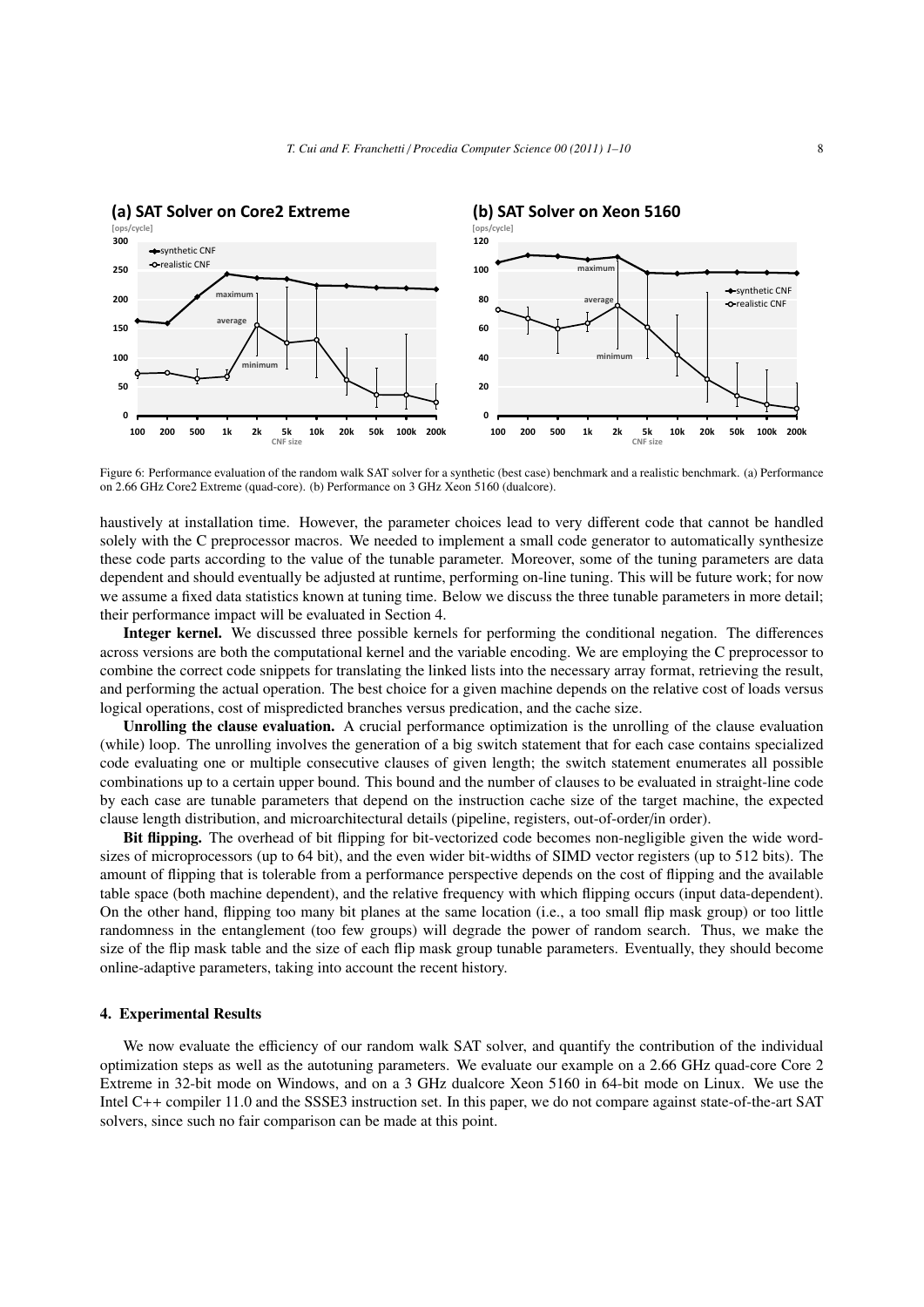Figure 6: Performance evaluation of the random walk SAT solver for a synthetic (best case) benchmark and a realistic benchmark. (a) Performance on 2.66 GHz Core2 Extreme (quad-core). (b) Performance on 3 GHz Xeon 5160 (dualcore).

haustively at installation time. However, the parameter choices lead to very different code that cannot be handled solely with the C preprocessor macros. We needed to implement a small code generator to automatically synthesize these code parts according to the value of the tunable parameter. Moreover, some of the tuning parameters are data dependent and should eventually be adjusted at runtime, performing on-line tuning. This will be future work; for now we assume a fixed data statistics known at tuning time. Below we discuss the three tunable parameters in more detail; their performance impact will be evaluated in Section 4.

**Integer kernel.** We discussed three possible kernels for performing the conditional negation. The differences across versions are both the computational kernel and the variable encoding. We are employing the C preprocessor to combine the correct code snippets for translating the linked lists into the necessary array format, retrieving the result, and performing the actual operation. The best choice for a given machine depends on the relative cost of loads versus logical operations, cost of mispredicted branches versus predication, and the cache size.

**Unrolling the clause evaluation.** A crucial performance optimization is the unrolling of the clause evaluation (while) loop. The unrolling involves the generation of a big switch statement that for each case contains specialized code evaluating one or multiple consecutive clauses of given length; the switch statement enumerates all possible combinations up to a certain upper bound. This bound and the number of clauses to be evaluated in straight-line code by each case are tunable parameters that depend on the instruction cache size of the target machine, the expected clause length distribution, and microarchitectural details (pipeline, registers, out-of-order/in order).

**Bit flipping.** The overhead of bit flipping for bit-vectorized code becomes non-negligible given the wide wordsizes of microprocessors (up to 64 bit), and the even wider bit-widths of SIMD vector registers (up to 512 bits). The amount of flipping that is tolerable from a performance perspective depends on the cost of flipping and the available table space (both machine dependent), and the relative frequency with which flipping occurs (input data-dependent). On the other hand, flipping too many bit planes at the same location (i.e., a too small flip mask group) or too little randomness in the entanglement (too few groups) will degrade the power of random search. Thus, we make the size of the flip mask table and the size of each flip mask group tunable parameters. Eventually, they should become online-adaptive parameters, taking into account the recent history.

## 4. Experimental Results

We now evaluate the efficiency of our random walk SAT solver, and quantify the contribution of the individual optimization steps as well as the autotuning parameters. We evaluate our example on a 2.66 GHz quad-core Core 2 Extreme in 32-bit mode on Windows, and on a 3 GHz dualcore Xeon 5160 in 64-bit mode on Linux. We use the Intel C++ compiler 11.0 and the SSSE3 instruction set. In this paper, we do not compare against state-of-the-art SAT solvers, since such no fair comparison can be made at this point.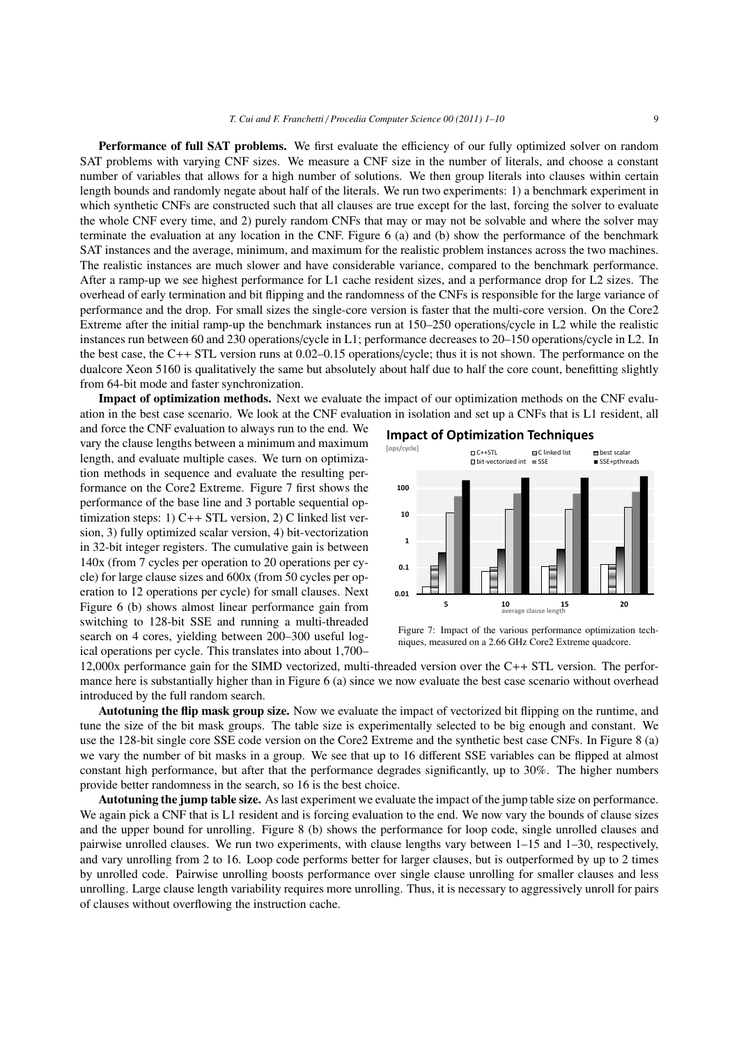**Performance of full SAT problems.** We first evaluate the efficiency of our fully optimized solver on random SAT problems with varying CNF sizes. We measure a CNF size in the number of literals, and choose a constant number of variables that allows for a high number of solutions. We then group literals into clauses within certain length bounds and randomly negate about half of the literals. We run two experiments: 1) a benchmark experiment in which synthetic CNFs are constructed such that all clauses are true except for the last, forcing the solver to evaluate the whole CNF every time, and 2) purely random CNFs that may or may not be solvable and where the solver may terminate the evaluation at any location in the CNF. Figure 6 (a) and (b) show the performance of the benchmark SAT instances and the average, minimum, and maximum for the realistic problem instances across the two machines. The realistic instances are much slower and have considerable variance, compared to the benchmark performance. After a ramp-up we see highest performance for L1 cache resident sizes, and a performance drop for L2 sizes. The overhead of early termination and bit flipping and the randomness of the CNFs is responsible for the large variance of performance and the drop. For small sizes the single-core version is faster that the multi-core version. On the Core2 Extreme after the initial ramp-up the benchmark instances run at 150–250 operations/cycle in L2 while the realistic instances run between 60 and 230 operations/cycle in L1; performance decreases to 20–150 operations/cycle in L2. In the best case, the C++ STL version runs at 0.02–0.15 operations/cycle; thus it is not shown. The performance on the dualcore Xeon 5160 is qualitatively the same but absolutely about half due to half the core count, benefitting slightly from 64-bit mode and faster synchronization.

**Impact of optimization methods.** Next we evaluate the impact of our optimization methods on the CNF evaluation in the best case scenario. We look at the CNF evaluation in isolation and set up a CNFs that is L1 resident, all and force the CNF evaluation to always run to the end. We vary the clause lengths between a minimum and maximum length, and evaluate multiple cases. We turn on optimization methods in sequence and evaluate the resulting performance on the Core2 Extreme. Figure 7 first shows the performance of the base line and 3 portable sequential optimization steps: 1) C++ STL version, 2) C linked list version, 3) fully optimized scalar version, 4) bit-vectorization in 32-bit integer registers. The cumulative gain is between 140x (from 7 cycles per operation to 20 operations per cycle) for large clause sizes and 600x (from 50 cycles per operation to 12 operations per cycle) for small clauses. Next Figure 6 (b) shows almost linear performance gain from switching to 128-bit SSE and running a multi-threaded search on 4 cores, yielding between 200–300 useful logical operations per cycle. This translates into about 1,700–12,000x performance gain for the SIMD vectorized, multi-threaded version over the C++ STL version. The performance here is substantially higher than in Figure 6 (a) since we now evaluate the best case scenario without overhead introduced by the full random search.

Figure 7: Impact of the various performance optimization techniques, measured on a 2.66 GHz Core2 Extreme quadcore.

**Autotuning the flip mask group size.** Now we evaluate the impact of vectorized bit flipping on the runtime, and tune the size of the bit mask groups. The table size is experimentally selected to be big enough and constant. We use the 128-bit single core SSE code version on the Core2 Extreme and the synthetic best case CNFs. In Figure 8 (a) we vary the number of bit masks in a group. We see that up to 16 different SSE variables can be flipped at almost constant high performance, but after that the performance degrades significantly, up to 30%. The higher numbers provide better randomness in the search, so 16 is the best choice.

**Autotuning the jump table size.** As last experiment we evaluate the impact of the jump table size on performance. We again pick a CNF that is L1 resident and is forcing evaluation to the end. We now vary the bounds of clause sizes and the upper bound for unrolling. Figure 8 (b) shows the performance for loop code, single unrolled clauses and pairwise unrolled clauses. We run two experiments, with clause lengths vary between 1–15 and 1–30, respectively, and vary unrolling from 2 to 16. Loop code performs better for larger clauses, but is outperformed by up to 2 times by unrolled code. Pairwise unrolling boosts performance over single clause unrolling for smaller clauses and less unrolling. Large clause length variability requires more unrolling. Thus, it is necessary to aggressively unroll for pairs of clauses without overflowing the instruction cache.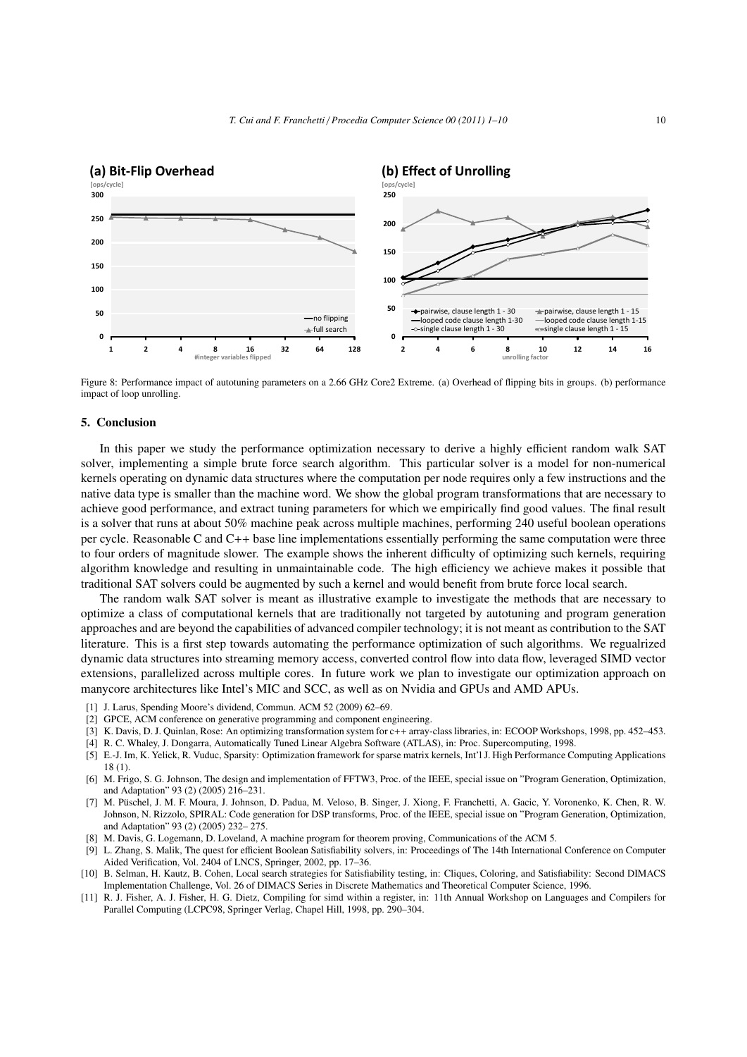**(a) Bit-Flip Overhead**

[ops/cycle]

300
250
200
150
100
50
0

1 2 4 8 16 32 64 128

#integer variables flipped

no flipping
full search

**(b) Effect of Unrolling**

[ops/cycle]

250
200
150
100
50
0

2 4 6 8 10 12 14 16

unrolling factor

pairwise, clause length 1 - 30
looped code clause length 1-30
single clause length 1 - 30
pairwise, clause length 1 - 15
looped code clause length 1-15
single clause length 1 - 15

Figure 8: Performance impact of autotuning parameters on a 2.66 GHz Core2 Extreme. (a) Overhead of flipping bits in groups. (b) performance impact of loop unrolling.

## 5. Conclusion

In this paper we study the performance optimization necessary to derive a highly efficient random walk SAT solver, implementing a simple brute force search algorithm. This particular solver is a model for non-numerical kernels operating on dynamic data structures where the computation per node requires only a few instructions and the native data type is smaller than the machine word. We show the global program transformations that are necessary to achieve good performance, and extract tuning parameters for which we empirically find good values. The final result is a solver that runs at about 50% machine peak across multiple machines, performing 240 useful boolean operations per cycle. Reasonable C and C++ base line implementations essentially performing the same computation were three to four orders of magnitude slower. The example shows the inherent difficulty of optimizing such kernels, requiring algorithm knowledge and resulting in unmaintainable code. The high efficiency we achieve makes it possible that traditional SAT solvers could be augmented by such a kernel and would benefit from brute force local search.

The random walk SAT solver is meant as illustrative example to investigate the methods that are necessary to optimize a class of computational kernels that are traditionally not targeted by autotuning and program generation approaches and are beyond the capabilities of advanced compiler technology; it is not meant as contribution to the SAT literature. This is a first step towards automating the performance optimization of such algorithms. We regualrized dynamic data structures into streaming memory access, converted control flow into data flow, leveraged SIMD vector extensions, parallelized across multiple cores. In future work we plan to investigate our optimization approach on manycore architectures like Intel's MIC and SCC, as well as on Nvidia and GPUs and AMD APUs.

- [1] J. Larus, Spending Moore's dividend, Commun. ACM 52 (2009) 62–69.
- [2] GPCE, ACM conference on generative programming and component engineering.
- [3] K. Davis, D. J. Quinlan, Rose: An optimizing transformation system for c++ array-class libraries, in: ECOOP Workshops, 1998, pp. 452–453.
- [4] R. C. Whaley, J. Dongarra, Automatically Tuned Linear Algebra Software (ATLAS), in: Proc. Supercomputing, 1998.
- [5] E.-J. Im, K. Yelick, R. Vuduc, Sparsity: Optimization framework for sparse matrix kernels, Int'l J. High Performance Computing Applications 18 (1).
- [6] M. Frigo, S. G. Johnson, The design and implementation of FFTW3, Proc. of the IEEE, special issue on "Program Generation, Optimization, and Adaptation" 93 (2) (2005) 216–231.
- [7] M. Püschel, J. M. F. Moura, J. Johnson, D. Padua, M. Veloso, B. Singer, J. Xiong, F. Franchetti, A. Gacic, Y. Voronenko, K. Chen, R. W. Johnson, N. Rizzolo, SPIRAL: Code generation for DSP transforms, Proc. of the IEEE, special issue on "Program Generation, Optimization, and Adaptation" 93 (2) (2005) 232– 275.
- [8] M. Davis, G. Logemann, D. Loveland, A machine program for theorem proving, Communications of the ACM 5.
- [9] L. Zhang, S. Malik, The quest for efficient Boolean Satisfiability solvers, in: Proceedings of The 14th International Conference on Computer Aided Verification, Vol. 2404 of LNCS, Springer, 2002, pp. 17–36.
- [10] B. Selman, H. Kautz, B. Cohen, Local search strategies for Satisfiability testing, in: Cliques, Coloring, and Satisfiability: Second DIMACS Implementation Challenge, Vol. 26 of DIMACS Series in Discrete Mathematics and Theoretical Computer Science, 1996.
- [11] R. J. Fisher, A. J. Fisher, H. G. Dietz, Compiling for simd within a register, in: 11th Annual Workshop on Languages and Compilers for Parallel Computing (LCPC98, Springer Verlag, Chapel Hill, 1998, pp. 290–304.